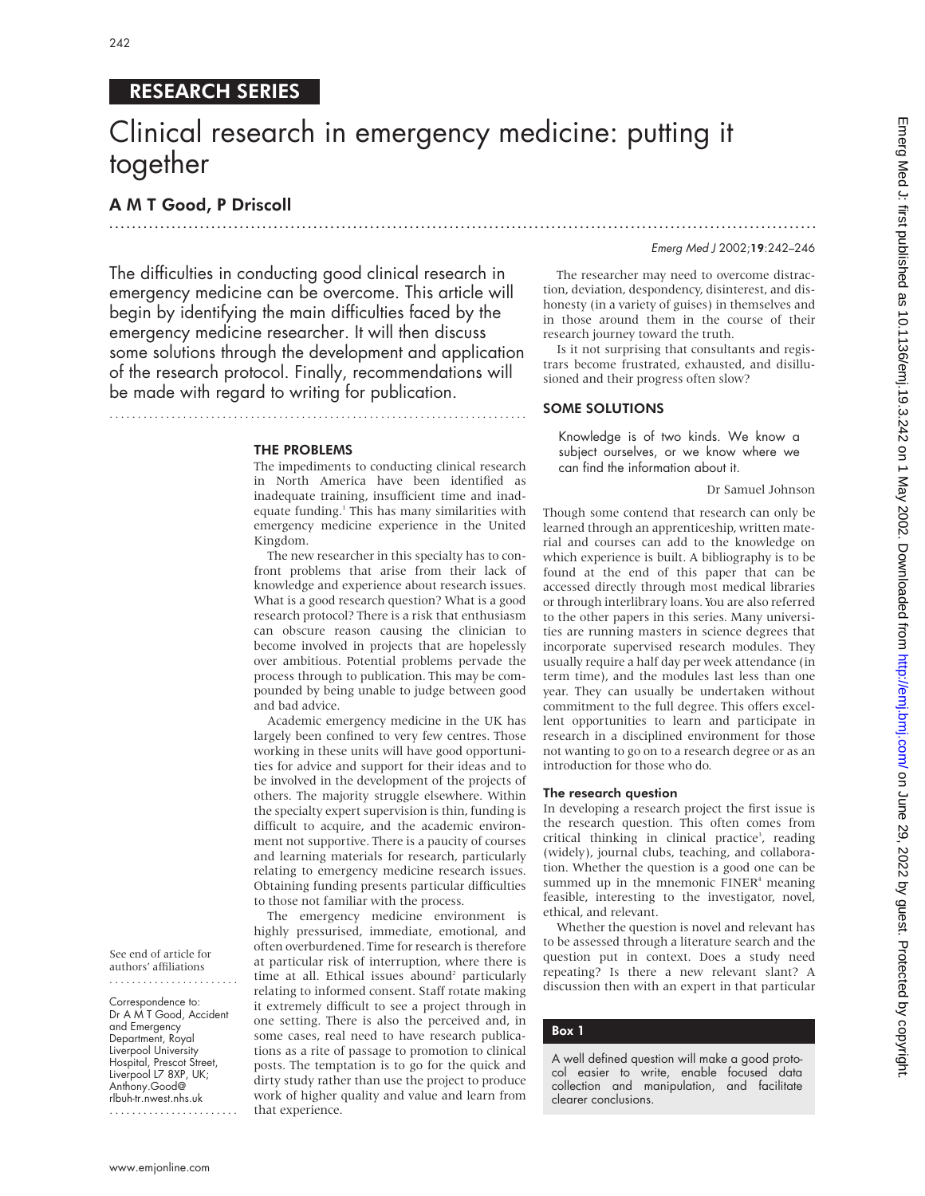RESEARCH SERIES

# Clinical research in emergency medicine: putting it together

**A M T Good, P Driscoll**

The difficulties in conducting good clinical research in emergency medicine can be overcome. This article will begin by identifying the main difficulties faced by the emergency medicine researcher. It will then discuss some solutions through the development and application of the research protocol. Finally, recommendations will be made with regard to writing for publication.

See end of article for authors' affiliations

Correspondence to: Dr A M T Good, Accident and Emergency Department, Royal Liverpool University Hospital, Prescot Street, Liverpool L7 8XP, UK; Anthony.Good@rlbuh-tr.nwest.nhs.uk

## THE PROBLEMS

The impediments to conducting clinical research in North America have been identified as inadequate training, insufficient time and inadequate funding.[1] This has many similarities with emergency medicine experience in the United Kingdom.

The new researcher in this specialty has to confront problems that arise from their lack of knowledge and experience about research issues. What is a good research question? What is a good research protocol? There is a risk that enthusiasm can obscure reason causing the clinician to become involved in projects that are hopelessly over ambitious. Potential problems pervade the process through to publication. This may be compounded by being unable to judge between good and bad advice.

Academic emergency medicine in the UK has largely been confined to very few centres. Those working in these units will have good opportunities for advice and support for their ideas and to be involved in the development of the projects of others. The majority struggle elsewhere. Within the specialty expert supervision is thin, funding is difficult to acquire, and the academic environment not supportive. There is a paucity of courses and learning materials for research, particularly relating to emergency medicine research issues. Obtaining funding presents particular difficulties to those not familiar with the process.

The emergency medicine environment is highly pressurised, immediate, emotional, and often overburdened. Time for research is therefore at particular risk of interruption, where there is time at all. Ethical issues abound[2] particularly relating to informed consent. Staff rotate making it extremely difficult to see a project through in one setting. There is also the perceived and, in some cases, real need to have research publications as a rite of passage to promotion to clinical posts. The temptation is to go for the quick and dirty study rather than use the project to produce work of higher quality and value and learn from that experience.

The researcher may need to overcome distraction, deviation, despondency, disinterest, and dishonesty (in a variety of guises) in themselves and in those around them in the course of their research journey toward the truth.

Is it not surprising that consultants and registrars become frustrated, exhausted, and disillusioned and their progress often slow?

## SOME SOLUTIONS

> Knowledge is of two kinds. We know a subject ourselves, or we know where we can find the information about it.
>
> Dr Samuel Johnson

Though some contend that research can only be learned through an apprenticeship, written material and courses can add to the knowledge on which experience is built. A bibliography is to be found at the end of this paper that can be accessed directly through most medical libraries or through interlibrary loans. You are also referred to the other papers in this series. Many universities are running masters in science degrees that incorporate supervised research modules. They usually require a half day per week attendance (in term time), and the modules last less than one year. They can usually be undertaken without commitment to the full degree. This offers excellent opportunities to learn and participate in research in a disciplined environment for those not wanting to go on to a research degree or as an introduction for those who do.

### The research question

In developing a research project the first issue is the research question. This often comes from critical thinking in clinical practice[3], reading (widely), journal clubs, teaching, and collaboration. Whether the question is a good one can be summed up in the mnemonic FINER[4] meaning feasible, interesting to the investigator, novel, ethical, and relevant.

Whether the question is novel and relevant has to be assessed through a literature search and the question put in context. Does a study need repeating? Is there a new relevant slant? A discussion then with an expert in that particular

**Box 1**

A well defined question will make a good protocol easier to write, enable focused data collection and manipulation, and facilitate clearer conclusions.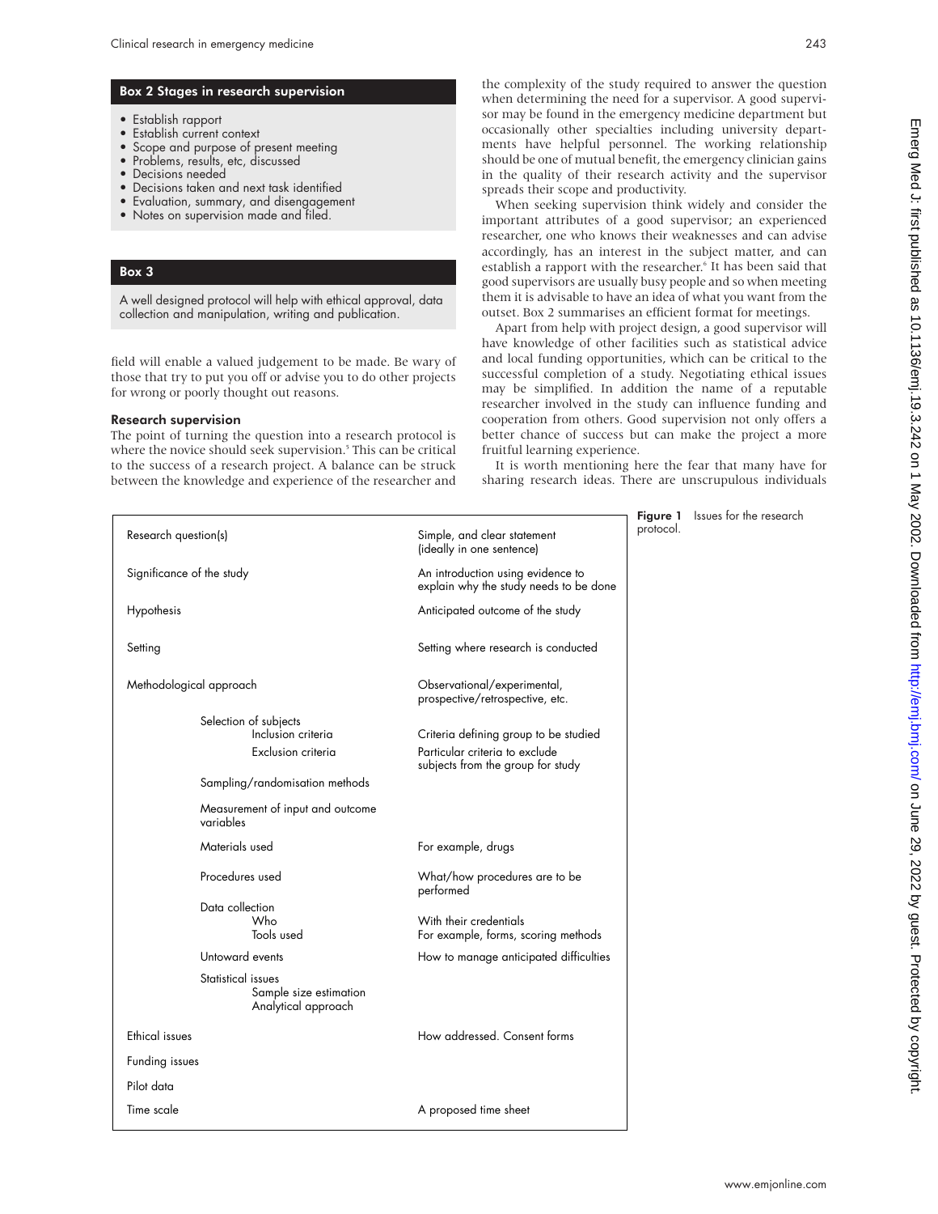### Box 2 Stages in research supervision

- Establish rapport
- Establish current context
- Scope and purpose of present meeting
- Problems, results, etc, discussed
- Decisions needed
- Decisions taken and next task identified
- Evaluation, summary, and disengagement
- Notes on supervision made and filed.

### Box 3

A well designed protocol will help with ethical approval, data collection and manipulation, writing and publication.

field will enable a valued judgement to be made. Be wary of those that try to put you off or advise you to do other projects for wrong or poorly thought out reasons.

#### Research supervision

The point of turning the question into a research protocol is where the novice should seek supervision.[5] This can be critical to the success of a research project. A balance can be struck between the knowledge and experience of the researcher and the complexity of the study required to answer the question when determining the need for a supervisor. A good supervisor may be found in the emergency medicine department but occasionally other specialties including university departments have helpful personnel. The working relationship should be one of mutual benefit, the emergency clinician gains in the quality of their research activity and the supervisor spreads their scope and productivity.

When seeking supervision think widely and consider the important attributes of a good supervisor; an experienced researcher, one who knows their weaknesses and can advise accordingly, has an interest in the subject matter, and can establish a rapport with the researcher.[6] It has been said that good supervisors are usually busy people and so when meeting them it is advisable to have an idea of what you want from the outset. Box 2 summarises an efficient format for meetings.

Apart from help with project design, a good supervisor will have knowledge of other facilities such as statistical advice and local funding opportunities, which can be critical to the successful completion of a study. Negotiating ethical issues may be simplified. In addition the name of a reputable researcher involved in the study can influence funding and cooperation from others. Good supervision not only offers a better chance of success but can make the project a more fruitful learning experience.

It is worth mentioning here the fear that many have for sharing research ideas. There are unscrupulous individuals

| | |
|---|---|
| Research question(s) | Simple, and clear statement (ideally in one sentence) |
| Significance of the study | An introduction using evidence to explain why the study needs to be done |
| Hypothesis | Anticipated outcome of the study |
| Setting | Setting where research is conducted |
| Methodological approach | Observational/experimental, prospective/retrospective, etc. |
| Selection of subjects | |
| Inclusion criteria | Criteria defining group to be studied |
| Exclusion criteria | Particular criteria to exclude subjects from the group for study |
| Sampling/randomisation methods | |
| Measurement of input and outcome variables | |
| Materials used | For example, drugs |
| Procedures used | What/how procedures are to be performed |
| Data collection | |
| Who | With their credentials |
| Tools used | For example, forms, scoring methods |
| Untoward events | How to manage anticipated difficulties |
| Statistical issues | |
| Sample size estimation | |
| Analytical approach | |
| Ethical issues | How addressed. Consent forms |
| Funding issues | |
| Pilot data | |
| Time scale | A proposed time sheet |

**Figure 1** Issues for the research protocol.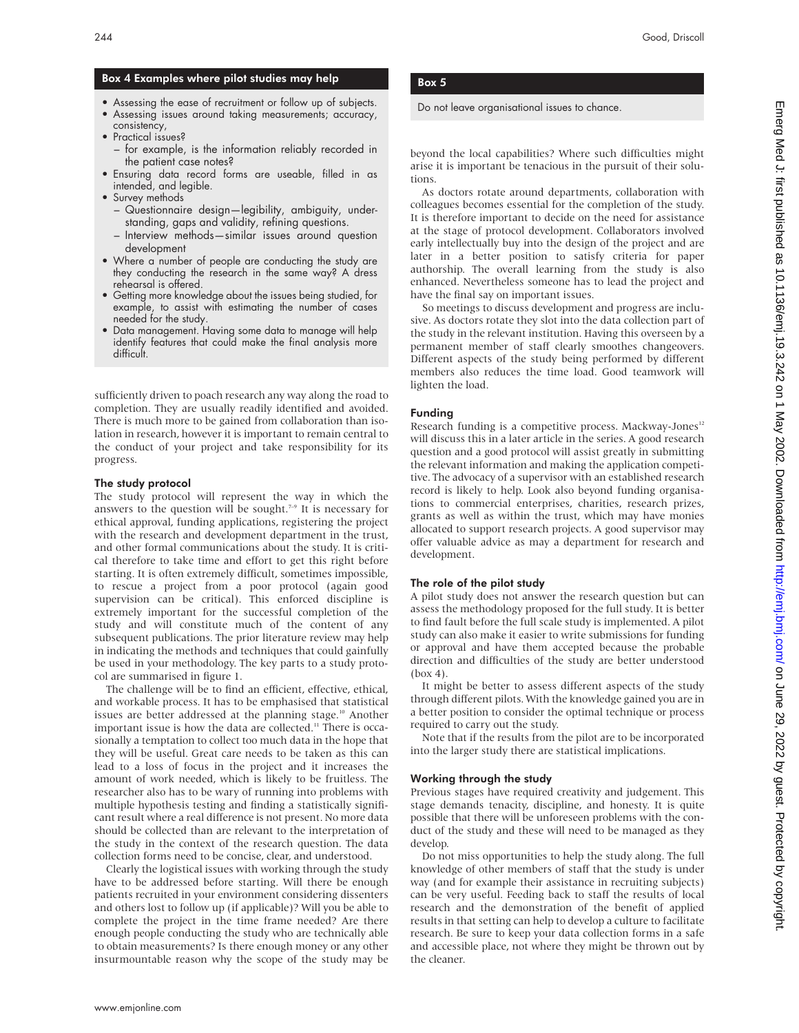**Box 4 Examples where pilot studies may help**

- Assessing the ease of recruitment or follow up of subjects.
- Assessing issues around taking measurements; accuracy, consistency,
- Practical issues?
  - for example, is the information reliably recorded in the patient case notes?
- Ensuring data record forms are useable, filled in as intended, and legible.
- Survey methods
  - Questionnaire design—legibility, ambiguity, understanding, gaps and validity, refining questions.
  - Interview methods—similar issues around question development
- Where a number of people are conducting the study are they conducting the research in the same way? A dress rehearsal is offered.
- Getting more knowledge about the issues being studied, for example, to assist with estimating the number of cases needed for the study.
- Data management. Having some data to manage will help identify features that could make the final analysis more difficult.

sufficiently driven to poach research any way along the road to completion. They are usually readily identified and avoided. There is much more to be gained from collaboration than isolation in research, however it is important to remain central to the conduct of your project and take responsibility for its progress.

### The study protocol

The study protocol will represent the way in which the answers to the question will be sought.[7–9] It is necessary for ethical approval, funding applications, registering the project with the research and development department in the trust, and other formal communications about the study. It is critical therefore to take time and effort to get this right before starting. It is often extremely difficult, sometimes impossible, to rescue a project from a poor protocol (again good supervision can be critical). This enforced discipline is extremely important for the successful completion of the study and will constitute much of the content of any subsequent publications. The prior literature review may help in indicating the methods and techniques that could gainfully be used in your methodology. The key parts to a study protocol are summarised in figure 1.

The challenge will be to find an efficient, effective, ethical, and workable process. It has to be emphasised that statistical issues are better addressed at the planning stage.[10] Another important issue is how the data are collected.[11] There is occasionally a temptation to collect too much data in the hope that they will be useful. Great care needs to be taken as this can lead to a loss of focus in the project and it increases the amount of work needed, which is likely to be fruitless. The researcher also has to be wary of running into problems with multiple hypothesis testing and finding a statistically significant result where a real difference is not present. No more data should be collected than are relevant to the interpretation of the study in the context of the research question. The data collection forms need to be concise, clear, and understood.

Clearly the logistical issues with working through the study have to be addressed before starting. Will there be enough patients recruited in your environment considering dissenters and others lost to follow up (if applicable)? Will you be able to complete the project in the time frame needed? Are there enough people conducting the study who are technically able to obtain measurements? Is there enough money or any other insurmountable reason why the scope of the study may be beyond the local capabilities? Where such difficulties might arise it is important be tenacious in the pursuit of their solutions.

**Box 5**

Do not leave organisational issues to chance.

As doctors rotate around departments, collaboration with colleagues becomes essential for the completion of the study. It is therefore important to decide on the need for assistance at the stage of protocol development. Collaborators involved early intellectually buy into the design of the project and are later in a better position to satisfy criteria for paper authorship. The overall learning from the study is also enhanced. Nevertheless someone has to lead the project and have the final say on important issues.

So meetings to discuss development and progress are inclusive. As doctors rotate they slot into the data collection part of the study in the relevant institution. Having this overseen by a permanent member of staff clearly smoothes changeovers. Different aspects of the study being performed by different members also reduces the time load. Good teamwork will lighten the load.

### Funding

Research funding is a competitive process. Mackway-Jones[12] will discuss this in a later article in the series. A good research question and a good protocol will assist greatly in submitting the relevant information and making the application competitive. The advocacy of a supervisor with an established research record is likely to help. Look also beyond funding organisations to commercial enterprises, charities, research prizes, grants as well as within the trust, which may have monies allocated to support research projects. A good supervisor may offer valuable advice as may a department for research and development.

### The role of the pilot study

A pilot study does not answer the research question but can assess the methodology proposed for the full study. It is better to find fault before the full scale study is implemented. A pilot study can also make it easier to write submissions for funding or approval and have them accepted because the probable direction and difficulties of the study are better understood (box 4).

It might be better to assess different aspects of the study through different pilots. With the knowledge gained you are in a better position to consider the optimal technique or process required to carry out the study.

Note that if the results from the pilot are to be incorporated into the larger study there are statistical implications.

### Working through the study

Previous stages have required creativity and judgement. This stage demands tenacity, discipline, and honesty. It is quite possible that there will be unforeseen problems with the conduct of the study and these will need to be managed as they develop.

Do not miss opportunities to help the study along. The full knowledge of other members of staff that the study is under way (and for example their assistance in recruiting subjects) can be very useful. Feeding back to staff the results of local research and the demonstration of the benefit of applied results in that setting can help to develop a culture to facilitate research. Be sure to keep your data collection forms in a safe and accessible place, not where they might be thrown out by the cleaner.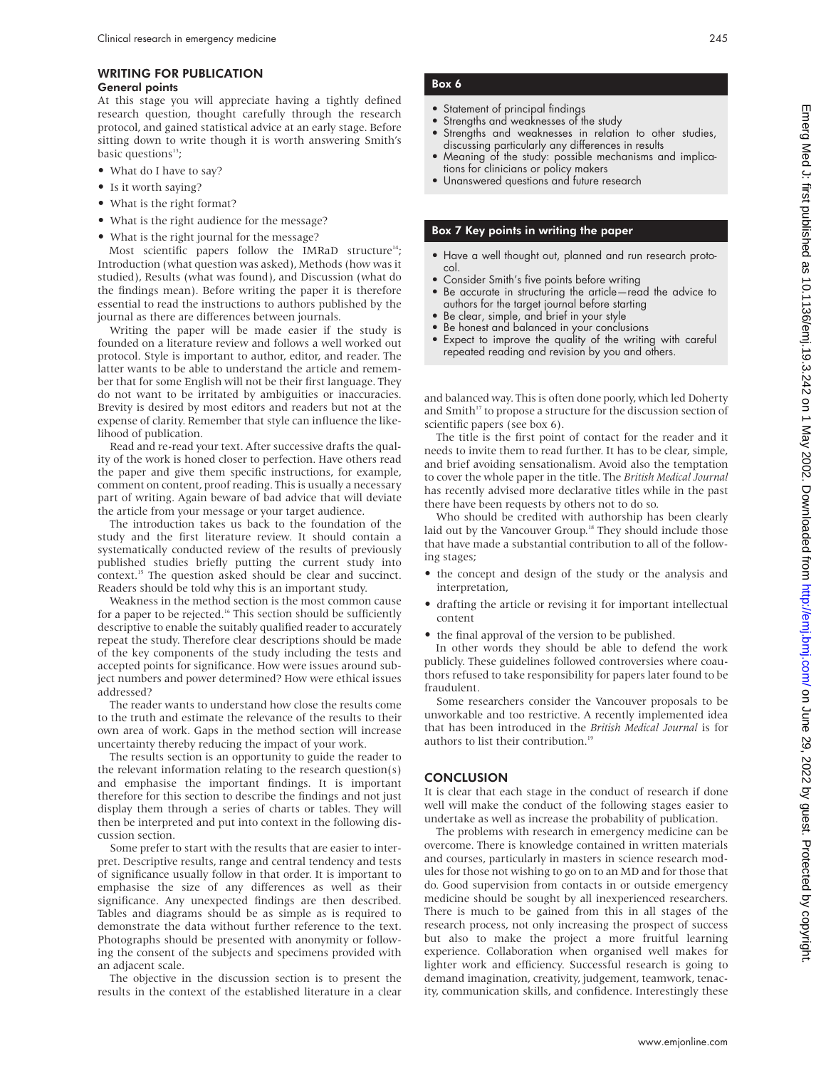## WRITING FOR PUBLICATION

### General points

At this stage you will appreciate having a tightly defined research question, thought carefully through the research protocol, and gained statistical advice at an early stage. Before sitting down to write though it is worth answering Smith's basic questions[13];

- What do I have to say?
- Is it worth saying?
- What is the right format?
- What is the right audience for the message?
- What is the right journal for the message?

Most scientific papers follow the IMRaD structure[14]; Introduction (what question was asked), Methods (how was it studied), Results (what was found), and Discussion (what do the findings mean). Before writing the paper it is therefore essential to read the instructions to authors published by the journal as there are differences between journals.

Writing the paper will be made easier if the study is founded on a literature review and follows a well worked out protocol. Style is important to author, editor, and reader. The latter wants to be able to understand the article and remember that for some English will not be their first language. They do not want to be irritated by ambiguities or inaccuracies. Brevity is desired by most editors and readers but not at the expense of clarity. Remember that style can influence the likelihood of publication.

Read and re-read your text. After successive drafts the quality of the work is honed closer to perfection. Have others read the paper and give them specific instructions, for example, comment on content, proof reading. This is usually a necessary part of writing. Again beware of bad advice that will deviate the article from your message or your target audience.

The introduction takes us back to the foundation of the study and the first literature review. It should contain a systematically conducted review of the results of previously published studies briefly putting the current study into context.[15] The question asked should be clear and succinct. Readers should be told why this is an important study.

Weakness in the method section is the most common cause for a paper to be rejected.[16] This section should be sufficiently descriptive to enable the suitably qualified reader to accurately repeat the study. Therefore clear descriptions should be made of the key components of the study including the tests and accepted points for significance. How were issues around subject numbers and power determined? How were ethical issues addressed?

The reader wants to understand how close the results come to the truth and estimate the relevance of the results to their own area of work. Gaps in the method section will increase uncertainty thereby reducing the impact of your work.

The results section is an opportunity to guide the reader to the relevant information relating to the research question(s) and emphasise the important findings. It is important therefore for this section to describe the findings and not just display them through a series of charts or tables. They will then be interpreted and put into context in the following discussion section.

Some prefer to start with the results that are easier to interpret. Descriptive results, range and central tendency and tests of significance usually follow in that order. It is important to emphasise the size of any differences as well as their significance. Any unexpected findings are then described. Tables and diagrams should be as simple as is required to demonstrate the data without further reference to the text. Photographs should be presented with anonymity or following the consent of the subjects and specimens provided with an adjacent scale.

The objective in the discussion section is to present the results in the context of the established literature in a clear and balanced way. This is often done poorly, which led Doherty and Smith[17] to propose a structure for the discussion section of scientific papers (see box 6).

**Box 6**

- Statement of principal findings
- Strengths and weaknesses of the study
- Strengths and weaknesses in relation to other studies, discussing particularly any differences in results
- Meaning of the study: possible mechanisms and implications for clinicians or policy makers
- Unanswered questions and future research

**Box 7 Key points in writing the paper**

- Have a well thought out, planned and run research protocol.
- Consider Smith's five points before writing
- Be accurate in structuring the article—read the advice to authors for the target journal before starting
- Be clear, simple, and brief in your style
- Be honest and balanced in your conclusions
- Expect to improve the quality of the writing with careful repeated reading and revision by you and others.

The title is the first point of contact for the reader and it needs to invite them to read further. It has to be clear, simple, and brief avoiding sensationalism. Avoid also the temptation to cover the whole paper in the title. The *British Medical Journal* has recently advised more declarative titles while in the past there have been requests by others not to do so.

Who should be credited with authorship has been clearly laid out by the Vancouver Group.[18] They should include those that have made a substantial contribution to all of the following stages;

- the concept and design of the study or the analysis and interpretation,
- drafting the article or revising it for important intellectual content
- the final approval of the version to be published.

In other words they should be able to defend the work publicly. These guidelines followed controversies where coauthors refused to take responsibility for papers later found to be fraudulent.

Some researchers consider the Vancouver proposals to be unworkable and too restrictive. A recently implemented idea that has been introduced in the *British Medical Journal* is for authors to list their contribution.[19]

## CONCLUSION

It is clear that each stage in the conduct of research if done well will make the conduct of the following stages easier to undertake as well as increase the probability of publication.

The problems with research in emergency medicine can be overcome. There is knowledge contained in written materials and courses, particularly in masters in science research modules for those not wishing to go on to an MD and for those that do. Good supervision from contacts in or outside emergency medicine should be sought by all inexperienced researchers. There is much to be gained from this in all stages of the research process, not only increasing the prospect of success but also to make the project a more fruitful learning experience. Collaboration when organised well makes for lighter work and efficiency. Successful research is going to demand imagination, creativity, judgement, teamwork, tenacity, communication skills, and confidence. Interestingly these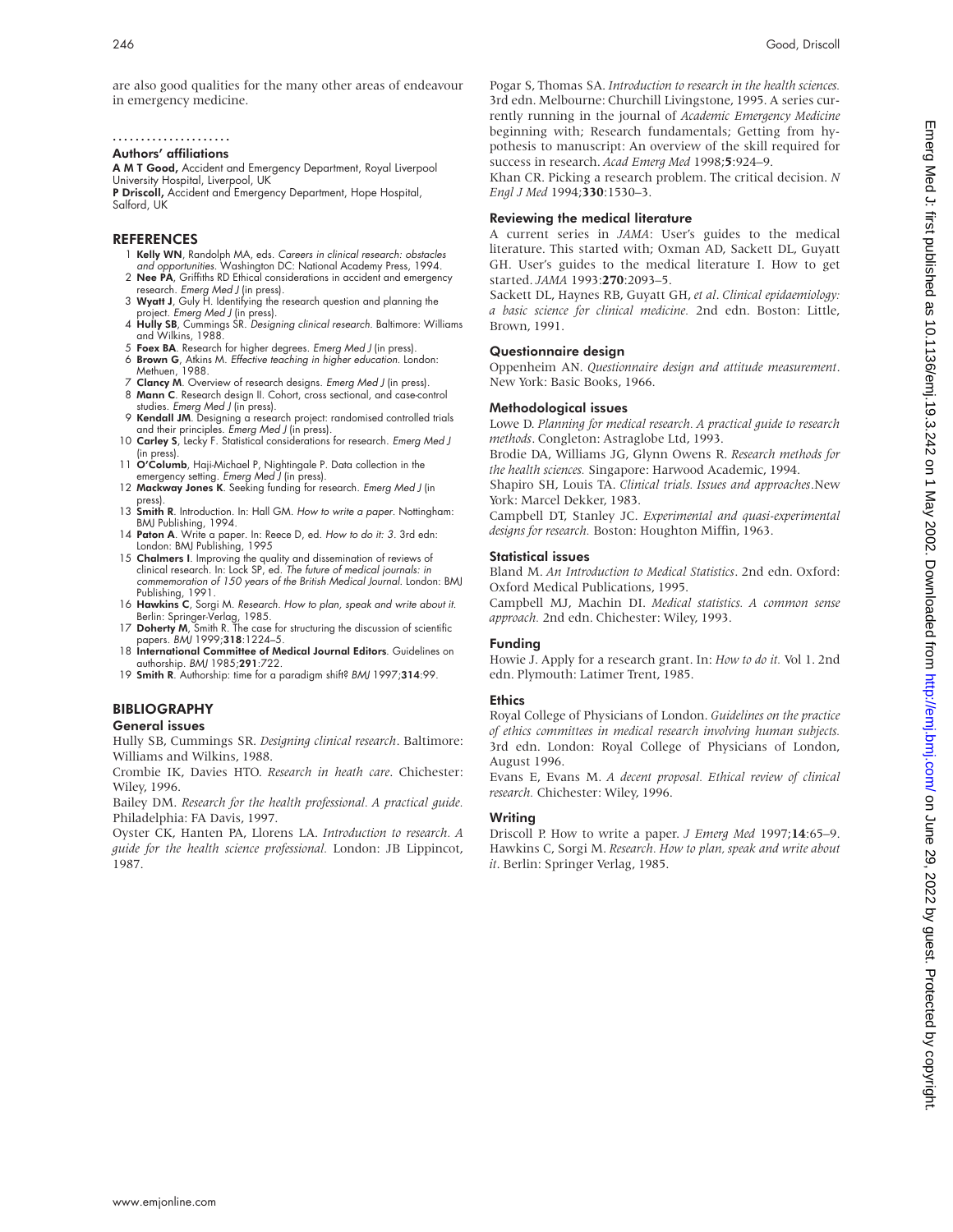are also good qualities for the many other areas of endeavour in emergency medicine.

.....................

### Authors' affiliations

**A M T Good,** Accident and Emergency Department, Royal Liverpool University Hospital, Liverpool, UK

**P Driscoll,** Accident and Emergency Department, Hope Hospital, Salford, UK

## REFERENCES

1. **Kelly WN**, Randolph MA, eds. *Careers in clinical research: obstacles and opportunities*. Washington DC: National Academy Press, 1994.
2. **Nee PA**, Griffiths RD Ethical considerations in accident and emergency research. *Emerg Med J* (in press).
3. **Wyatt J**, Guly H. Identifying the research question and planning the project. *Emerg Med J* (in press).
4. **Hully SB**, Cummings SR. *Designing clinical research*. Baltimore: Williams and Wilkins, 1988.
5. **Foex BA**. Research for higher degrees. *Emerg Med J* (in press).
6. **Brown G**, Atkins M. *Effective teaching in higher education*. London: Methuen, 1988.
7. **Clancy M**. Overview of research designs. *Emerg Med J* (in press).
8. **Mann C**. Research design II. Cohort, cross sectional, and case-control studies. *Emerg Med J* (in press).
9. **Kendall JM**. Designing a research project: randomised controlled trials and their principles. *Emerg Med J* (in press).
10. **Carley S**, Lecky F. Statistical considerations for research. *Emerg Med J* (in press).
11. **O'Columb**, Haji-Michael P, Nightingale P. Data collection in the emergency setting. *Emerg Med J* (in press).
12. **Mackway Jones K**. Seeking funding for research. *Emerg Med J* (in press).
13. **Smith R**. Introduction. In: Hall GM. *How to write a paper*. Nottingham: BMJ Publishing, 1994.
14. **Paton A**. Write a paper. In: Reece D, ed. *How to do it: 3*. 3rd edn: London: BMJ Publishing, 1995
15. **Chalmers I**. Improving the quality and dissemination of reviews of clinical research. In: Lock SP, ed. *The future of medical journals: in commemoration of 150 years of the British Medical Journal*. London: BMJ Publishing, 1991.
16. **Hawkins C**, Sorgi M. *Research. How to plan, speak and write about it*. Berlin: Springer-Verlag, 1985.
17. **Doherty M**, Smith R. The case for structuring the discussion of scientific papers. *BMJ* 1999;**318**:1224–5.
18. **International Committee of Medical Journal Editors**. Guidelines on authorship. *BMJ* 1985;**291**:722.
19. **Smith R**. Authorship: time for a paradigm shift? *BMJ* 1997;**314**:99.

## BIBLIOGRAPHY

### General issues

Hully SB, Cummings SR. *Designing clinical research*. Baltimore: Williams and Wilkins, 1988.

Crombie IK, Davies HTO. *Research in heath care*. Chichester: Wiley, 1996.

Bailey DM. *Research for the health professional. A practical guide.* Philadelphia: FA Davis, 1997.

Oyster CK, Hanten PA, Llorens LA. *Introduction to research. A guide for the health science professional.* London: JB Lippincot, 1987.

Pogar S, Thomas SA. *Introduction to research in the health sciences.* 3rd edn. Melbourne: Churchill Livingstone, 1995. A series currently running in the journal of *Academic Emergency Medicine* beginning with; Research fundamentals; Getting from hypothesis to manuscript: An overview of the skill required for success in research. *Acad Emerg Med* 1998;**5**:924–9.

Khan CR. Picking a research problem. The critical decision. *N Engl J Med* 1994;**330**:1530–3.

### Reviewing the medical literature

A current series in *JAMA*: User's guides to the medical literature. This started with; Oxman AD, Sackett DL, Guyatt GH. User's guides to the medical literature I. How to get started. *JAMA* 1993:**270**:2093–5.

Sackett DL, Haynes RB, Guyatt GH, *et al*. *Clinical epidaemiology: a basic science for clinical medicine.* 2nd edn. Boston: Little, Brown, 1991.

### Questionnaire design

Oppenheim AN. *Questionnaire design and attitude measurement*. New York: Basic Books, 1966.

### Methodological issues

Lowe D. *Planning for medical research. A practical guide to research methods*. Congleton: Astraglobe Ltd, 1993.

Brodie DA, Williams JG, Glynn Owens R. *Research methods for the health sciences.* Singapore: Harwood Academic, 1994.

Shapiro SH, Louis TA. *Clinical trials. Issues and approaches*.New York: Marcel Dekker, 1983.

Campbell DT, Stanley JC. *Experimental and quasi-experimental designs for research.* Boston: Houghton Mifflin, 1963.

### Statistical issues

Bland M. *An Introduction to Medical Statistics*. 2nd edn. Oxford: Oxford Medical Publications, 1995.

Campbell MJ, Machin DI. *Medical statistics. A common sense approach.* 2nd edn. Chichester: Wiley, 1993.

### Funding

Howie J. Apply for a research grant. In: *How to do it.* Vol 1. 2nd edn. Plymouth: Latimer Trent, 1985.

### Ethics

Royal College of Physicians of London. *Guidelines on the practice of ethics committees in medical research involving human subjects.* 3rd edn. London: Royal College of Physicians of London, August 1996.

Evans E, Evans M. *A decent proposal. Ethical review of clinical research.* Chichester: Wiley, 1996.

### Writing

Driscoll P. How to write a paper. *J Emerg Med* 1997;**14**:65–9.

Hawkins C, Sorgi M. *Research. How to plan, speak and write about it*. Berlin: Springer Verlag, 1985.